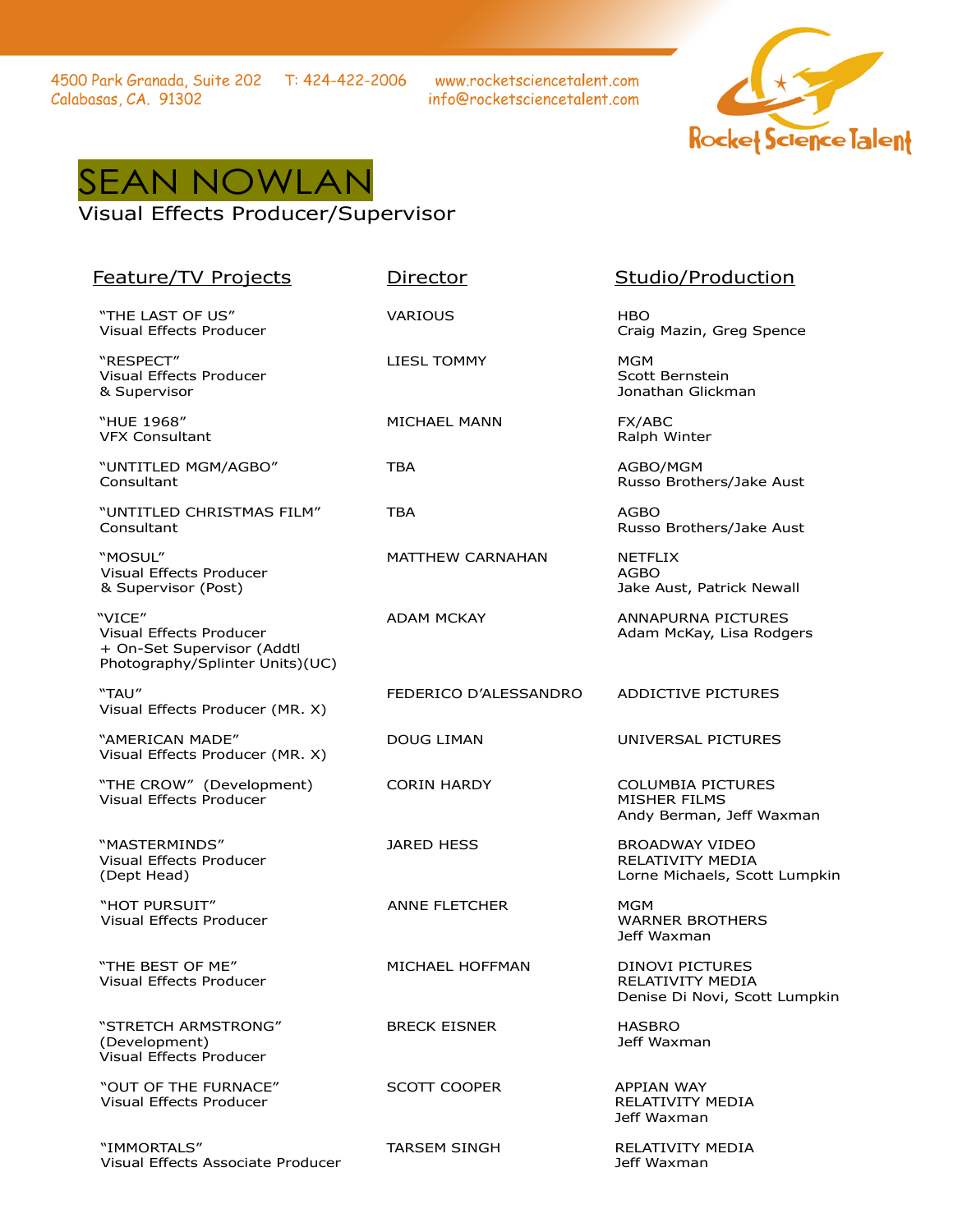4500 Park Granada, Suite 202 Calabasas, CA. 91302 T: 424-422-2006 www.rocketsciencetalent.com info@rocketsciencetalent.com

Rocket Science Talent

# SEAN NOWLAN

Visual Effects Producer/Supervisor

| Feature/TV Projects | Director | Studio/Production |
|---|---|---|
| "THE LAST OF US"<br>Visual Effects Producer | VARIOUS | HBO<br>Craig Mazin, Greg Spence |
| "RESPECT"<br>Visual Effects Producer<br>& Supervisor | LIESL TOMMY | MGM<br>Scott Bernstein<br>Jonathan Glickman |
| "HUE 1968"<br>VFX Consultant | MICHAEL MANN | FX/ABC<br>Ralph Winter |
| "UNTITLED MGM/AGBO"<br>Consultant | TBA | AGBO/MGM<br>Russo Brothers/Jake Aust |
| "UNTITLED CHRISTMAS FILM"<br>Consultant | TBA | AGBO<br>Russo Brothers/Jake Aust |
| "MOSUL"<br>Visual Effects Producer<br>& Supervisor (Post) | MATTHEW CARNAHAN | NETFLIX<br>AGBO<br>Jake Aust, Patrick Newall |
| "VICE"<br>Visual Effects Producer<br>+ On-Set Supervisor (Addtl Photography/Splinter Units)(UC) | ADAM MCKAY | ANNAPURNA PICTURES<br>Adam McKay, Lisa Rodgers |
| "TAU"<br>Visual Effects Producer (MR. X) | FEDERICO D'ALESSANDRO | ADDICTIVE PICTURES |
| "AMERICAN MADE"<br>Visual Effects Producer (MR. X) | DOUG LIMAN | UNIVERSAL PICTURES |
| "THE CROW" (Development)<br>Visual Effects Producer | CORIN HARDY | COLUMBIA PICTURES<br>MISHER FILMS<br>Andy Berman, Jeff Waxman |
| "MASTERMINDS"<br>Visual Effects Producer<br>(Dept Head) | JARED HESS | BROADWAY VIDEO<br>RELATIVITY MEDIA<br>Lorne Michaels, Scott Lumpkin |
| "HOT PURSUIT"<br>Visual Effects Producer | ANNE FLETCHER | MGM<br>WARNER BROTHERS<br>Jeff Waxman |
| "THE BEST OF ME"<br>Visual Effects Producer | MICHAEL HOFFMAN | DINOVI PICTURES<br>RELATIVITY MEDIA<br>Denise Di Novi, Scott Lumpkin |
| "STRETCH ARMSTRONG"<br>(Development)<br>Visual Effects Producer | BRECK EISNER | HASBRO<br>Jeff Waxman |
| "OUT OF THE FURNACE"<br>Visual Effects Producer | SCOTT COOPER | APPIAN WAY<br>RELATIVITY MEDIA<br>Jeff Waxman |
| "IMMORTALS"<br>Visual Effects Associate Producer | TARSEM SINGH | RELATIVITY MEDIA<br>Jeff Waxman |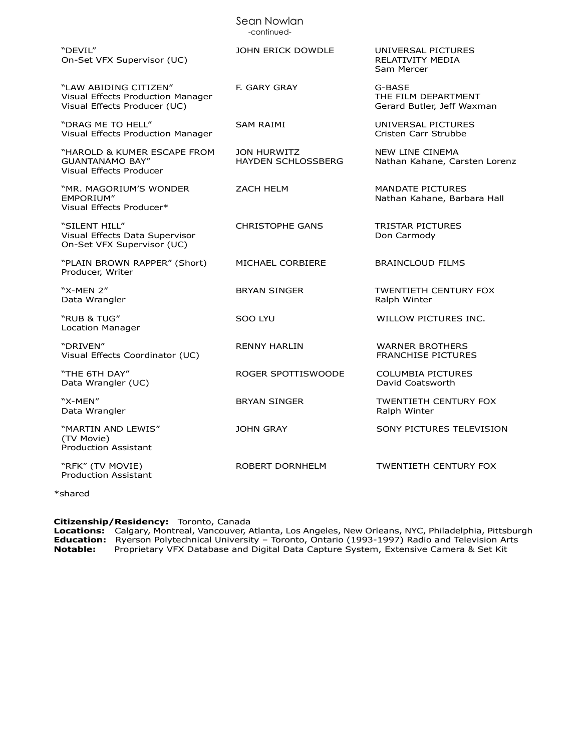| | | |
|---|---|---|
| "DEVIL"<br>On-Set VFX Supervisor (UC) | JOHN ERICK DOWDLE | UNIVERSAL PICTURES<br>RELATIVITY MEDIA<br>Sam Mercer |
| "LAW ABIDING CITIZEN"<br>Visual Effects Production Manager<br>Visual Effects Producer (UC) | F. GARY GRAY | G-BASE<br>THE FILM DEPARTMENT<br>Gerard Butler, Jeff Waxman |
| "DRAG ME TO HELL"<br>Visual Effects Production Manager | SAM RAIMI | UNIVERSAL PICTURES<br>Cristen Carr Strubbe |
| "HAROLD & KUMER ESCAPE FROM GUANTANAMO BAY"<br>Visual Effects Producer | JON HURWITZ<br>HAYDEN SCHLOSSBERG | NEW LINE CINEMA<br>Nathan Kahane, Carsten Lorenz |
| "MR. MAGORIUM'S WONDER EMPORIUM"<br>Visual Effects Producer* | ZACH HELM | MANDATE PICTURES<br>Nathan Kahane, Barbara Hall |
| "SILENT HILL"<br>Visual Effects Data Supervisor<br>On-Set VFX Supervisor (UC) | CHRISTOPHE GANS | TRISTAR PICTURES<br>Don Carmody |
| "PLAIN BROWN RAPPER" (Short)<br>Producer, Writer | MICHAEL CORBIERE | BRAINCLOUD FILMS |
| "X-MEN 2"<br>Data Wrangler | BRYAN SINGER | TWENTIETH CENTURY FOX<br>Ralph Winter |
| "RUB & TUG"<br>Location Manager | SOO LYU | WILLOW PICTURES INC. |
| "DRIVEN"<br>Visual Effects Coordinator (UC) | RENNY HARLIN | WARNER BROTHERS<br>FRANCHISE PICTURES |
| "THE 6TH DAY"<br>Data Wrangler (UC) | ROGER SPOTTISWOODE | COLUMBIA PICTURES<br>David Coatsworth |
| "X-MEN"<br>Data Wrangler | BRYAN SINGER | TWENTIETH CENTURY FOX<br>Ralph Winter |
| "MARTIN AND LEWIS"<br>(TV Movie)<br>Production Assistant | JOHN GRAY | SONY PICTURES TELEVISION |
| "RFK" (TV MOVIE)<br>Production Assistant | ROBERT DORNHELM | TWENTIETH CENTURY FOX |

*shared

**Citizenship/Residency:** Toronto, Canada
**Locations:** Calgary, Montreal, Vancouver, Atlanta, Los Angeles, New Orleans, NYC, Philadelphia, Pittsburgh
**Education:** Ryerson Polytechnical University – Toronto, Ontario (1993-1997) Radio and Television Arts
**Notable:** Proprietary VFX Database and Digital Data Capture System, Extensive Camera & Set Kit